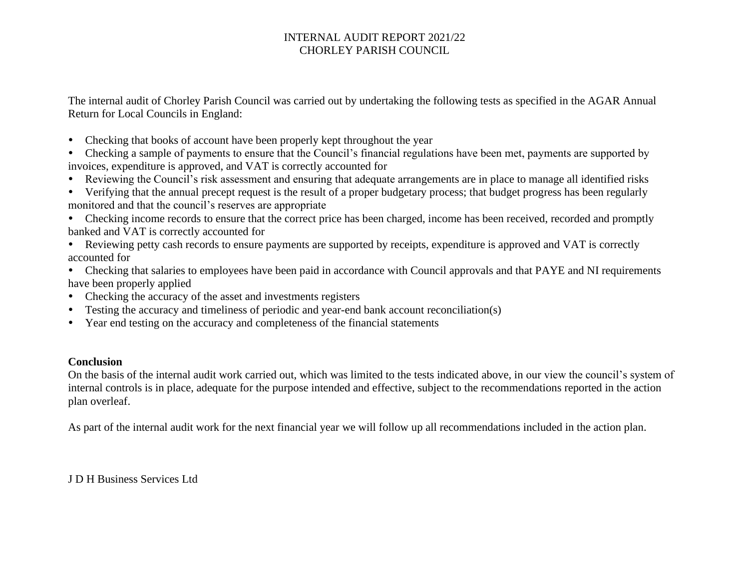# INTERNAL AUDIT REPORT 2021/22
# CHORLEY PARISH COUNCIL

The internal audit of Chorley Parish Council was carried out by undertaking the following tests as specified in the AGAR Annual Return for Local Councils in England:

- Checking that books of account have been properly kept throughout the year
- Checking a sample of payments to ensure that the Council's financial regulations have been met, payments are supported by invoices, expenditure is approved, and VAT is correctly accounted for
- Reviewing the Council's risk assessment and ensuring that adequate arrangements are in place to manage all identified risks
- Verifying that the annual precept request is the result of a proper budgetary process; that budget progress has been regularly monitored and that the council's reserves are appropriate
- Checking income records to ensure that the correct price has been charged, income has been received, recorded and promptly banked and VAT is correctly accounted for
- Reviewing petty cash records to ensure payments are supported by receipts, expenditure is approved and VAT is correctly accounted for
- Checking that salaries to employees have been paid in accordance with Council approvals and that PAYE and NI requirements have been properly applied
- Checking the accuracy of the asset and investments registers
- Testing the accuracy and timeliness of periodic and year-end bank account reconciliation(s)
- Year end testing on the accuracy and completeness of the financial statements

**Conclusion**

On the basis of the internal audit work carried out, which was limited to the tests indicated above, in our view the council's system of internal controls is in place, adequate for the purpose intended and effective, subject to the recommendations reported in the action plan overleaf.

As part of the internal audit work for the next financial year we will follow up all recommendations included in the action plan.

J D H Business Services Ltd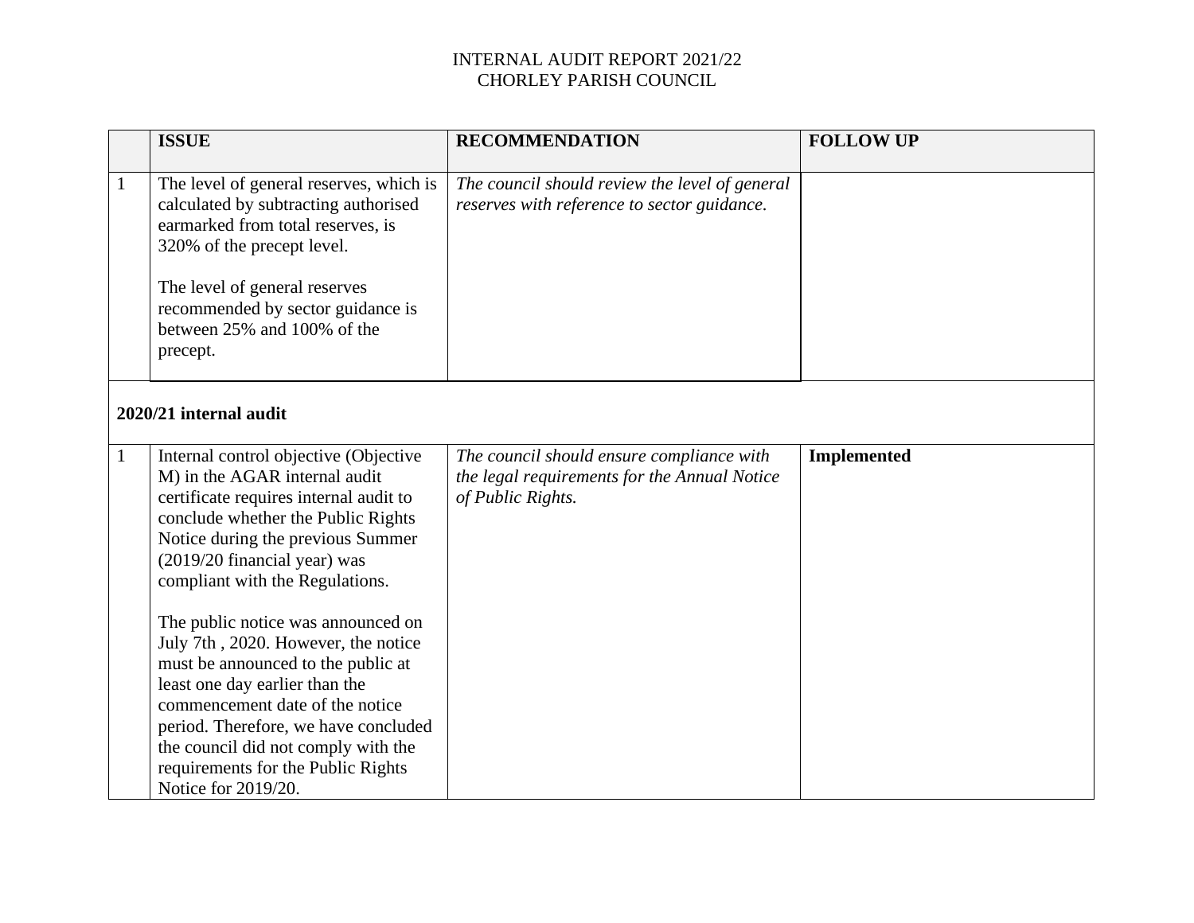INTERNAL AUDIT REPORT 2021/22
CHORLEY PARISH COUNCIL

| | ISSUE | RECOMMENDATION | FOLLOW UP |
|---|---|---|---|
| 1 | The level of general reserves, which is calculated by subtracting authorised earmarked from total reserves, is 320% of the precept level.<br><br>The level of general reserves recommended by sector guidance is between 25% and 100% of the precept. | *The council should review the level of general reserves with reference to sector guidance.* | |
| **2020/21 internal audit** | | | |
| 1 | Internal control objective (Objective M) in the AGAR internal audit certificate requires internal audit to conclude whether the Public Rights Notice during the previous Summer (2019/20 financial year) was compliant with the Regulations.<br><br>The public notice was announced on July 7th , 2020. However, the notice must be announced to the public at least one day earlier than the commencement date of the notice period. Therefore, we have concluded the council did not comply with the requirements for the Public Rights Notice for 2019/20. | *The council should ensure compliance with the legal requirements for the Annual Notice of Public Rights.* | **Implemented** |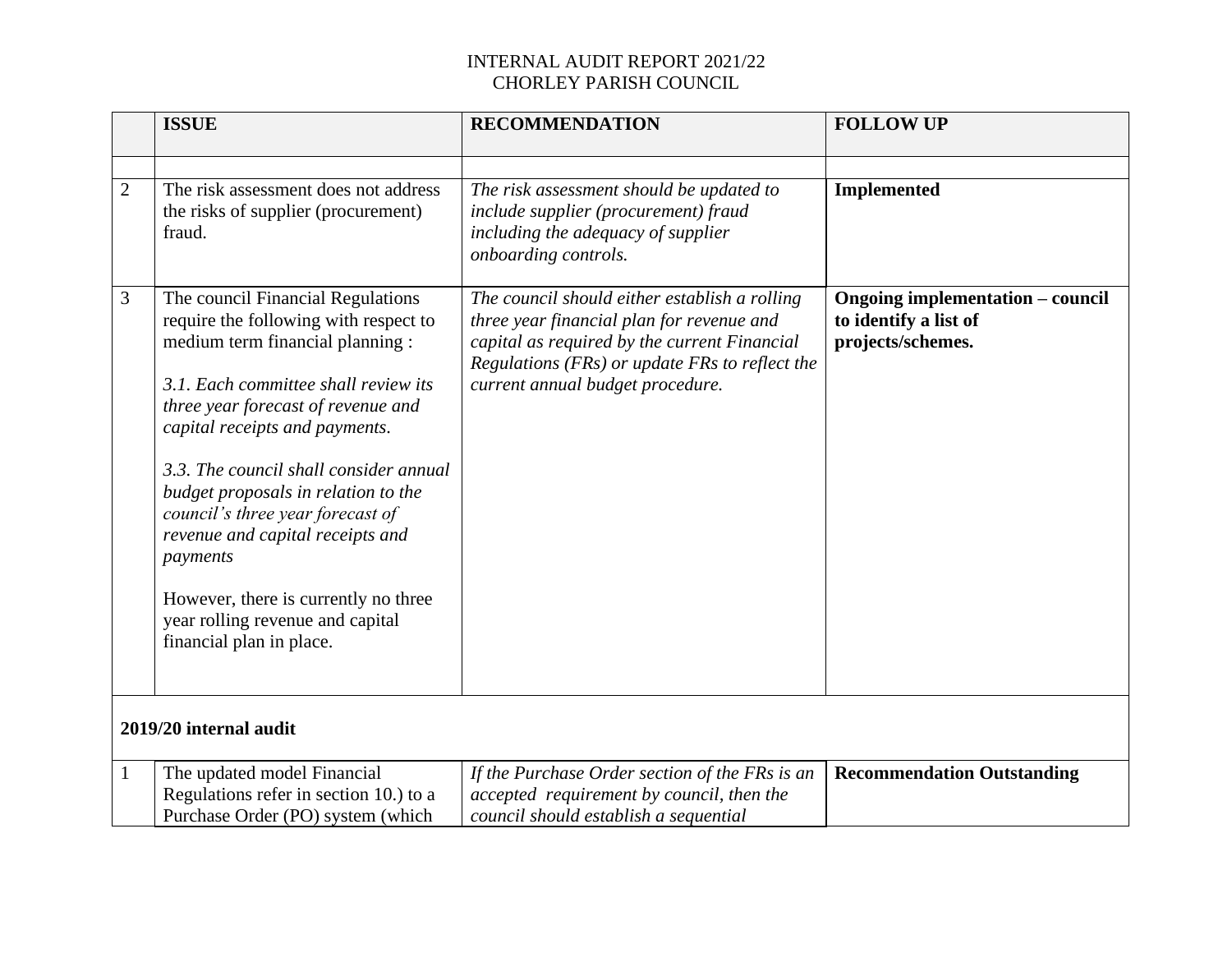INTERNAL AUDIT REPORT 2021/22
CHORLEY PARISH COUNCIL

| | **ISSUE** | **RECOMMENDATION** | **FOLLOW UP** |
|---|---|---|---|
| | | | |
| 2 | The risk assessment does not address the risks of supplier (procurement) fraud. | *The risk assessment should be updated to include supplier (procurement) fraud including the adequacy of supplier onboarding controls.* | **Implemented** |
| 3 | The council Financial Regulations require the following with respect to medium term financial planning :<br><br>*3.1. Each committee shall review its three year forecast of revenue and capital receipts and payments.*<br><br>*3.3. The council shall consider annual budget proposals in relation to the council's three year forecast of revenue and capital receipts and payments*<br><br>However, there is currently no three year rolling revenue and capital financial plan in place. | *The council should either establish a rolling three year financial plan for revenue and capital as required by the current Financial Regulations (FRs) or update FRs to reflect the current annual budget procedure.* | **Ongoing implementation – council to identify a list of projects/schemes.** |
| **2019/20 internal audit** | | | |
| 1 | The updated model Financial Regulations refer in section 10.) to a Purchase Order (PO) system (which | *If the Purchase Order section of the FRs is an accepted requirement by council, then the council should establish a sequential* | **Recommendation Outstanding** |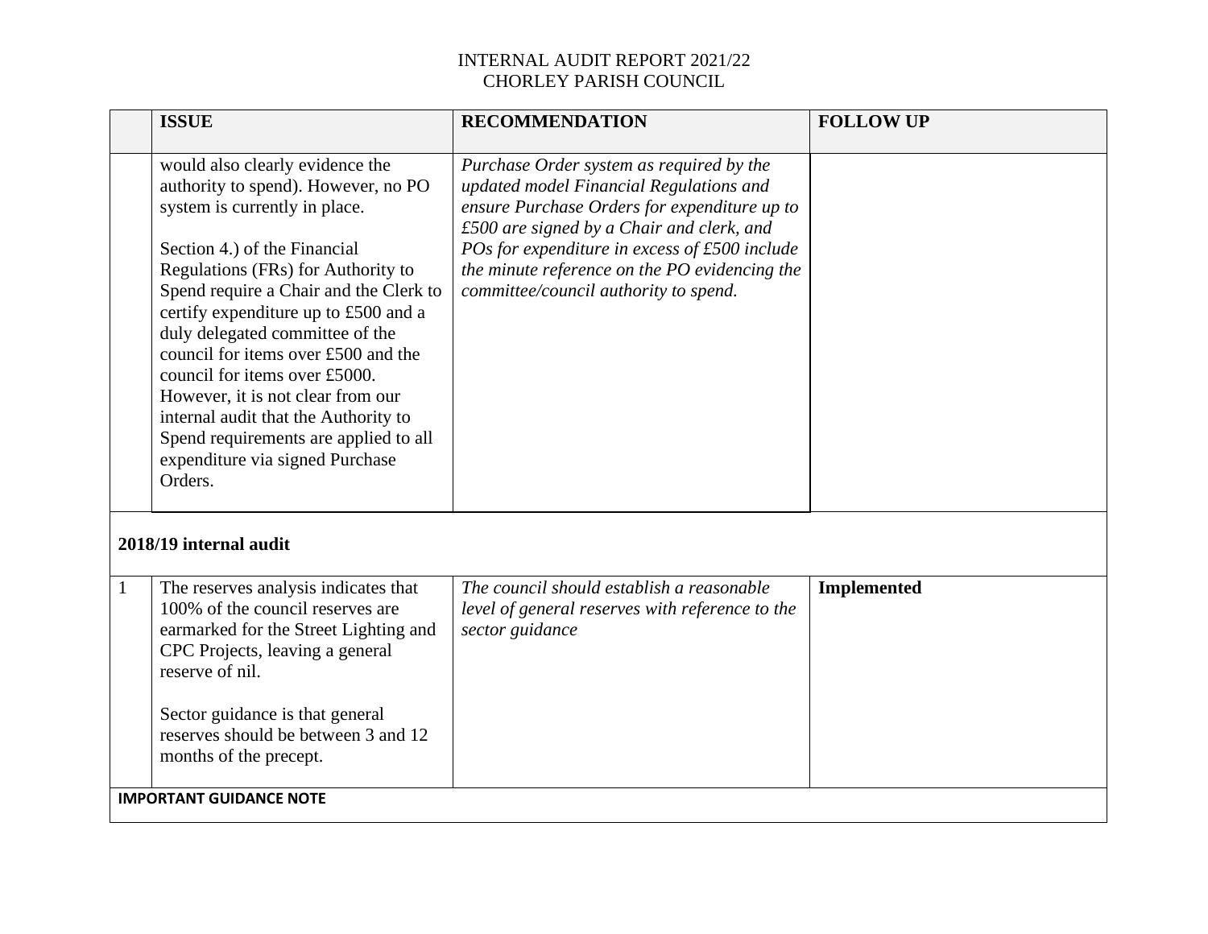INTERNAL AUDIT REPORT 2021/22
CHORLEY PARISH COUNCIL

| | ISSUE | RECOMMENDATION | FOLLOW UP |
|---|---|---|---|
| | would also clearly evidence the authority to spend). However, no PO system is currently in place.<br><br>Section 4.) of the Financial Regulations (FRs) for Authority to Spend require a Chair and the Clerk to certify expenditure up to £500 and a duly delegated committee of the council for items over £500 and the council for items over £5000. However, it is not clear from our internal audit that the Authority to Spend requirements are applied to all expenditure via signed Purchase Orders. | *Purchase Order system as required by the updated model Financial Regulations and ensure Purchase Orders for expenditure up to £500 are signed by a Chair and clerk, and POs for expenditure in excess of £500 include the minute reference on the PO evidencing the committee/council authority to spend.* | |
| **2018/19 internal audit** | | | |
| 1 | The reserves analysis indicates that 100% of the council reserves are earmarked for the Street Lighting and CPC Projects, leaving a general reserve of nil.<br><br>Sector guidance is that general reserves should be between 3 and 12 months of the precept. | *The council should establish a reasonable level of general reserves with reference to the sector guidance* | **Implemented** |
| **IMPORTANT GUIDANCE NOTE** | | | |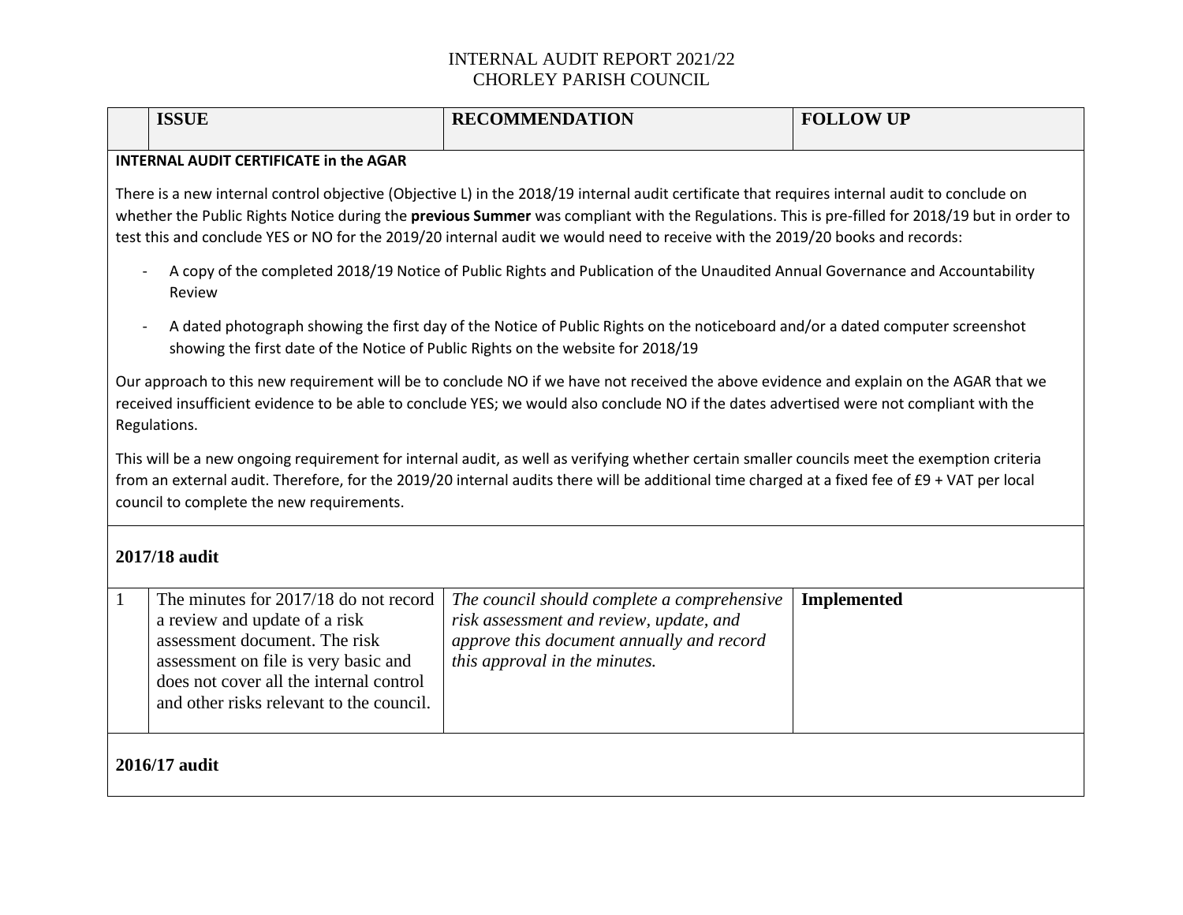# INTERNAL AUDIT REPORT 2021/22
# CHORLEY PARISH COUNCIL

| | ISSUE | RECOMMENDATION | FOLLOW UP |
|---|---|---|---|

**INTERNAL AUDIT CERTIFICATE in the AGAR**

There is a new internal control objective (Objective L) in the 2018/19 internal audit certificate that requires internal audit to conclude on whether the Public Rights Notice during the **previous Summer** was compliant with the Regulations. This is pre-filled for 2018/19 but in order to test this and conclude YES or NO for the 2019/20 internal audit we would need to receive with the 2019/20 books and records:

- A copy of the completed 2018/19 Notice of Public Rights and Publication of the Unaudited Annual Governance and Accountability Review
- A dated photograph showing the first day of the Notice of Public Rights on the noticeboard and/or a dated computer screenshot showing the first date of the Notice of Public Rights on the website for 2018/19

Our approach to this new requirement will be to conclude NO if we have not received the above evidence and explain on the AGAR that we received insufficient evidence to be able to conclude YES; we would also conclude NO if the dates advertised were not compliant with the Regulations.

This will be a new ongoing requirement for internal audit, as well as verifying whether certain smaller councils meet the exemption criteria from an external audit. Therefore, for the 2019/20 internal audits there will be additional time charged at a fixed fee of £9 + VAT per local council to complete the new requirements.

**2017/18 audit**

| | ISSUE | RECOMMENDATION | FOLLOW UP |
|---|---|---|---|
| 1 | The minutes for 2017/18 do not record a review and update of a risk assessment document. The risk assessment on file is very basic and does not cover all the internal control and other risks relevant to the council. | *The council should complete a comprehensive risk assessment and review, update, and approve this document annually and record this approval in the minutes.* | **Implemented** |

**2016/17 audit**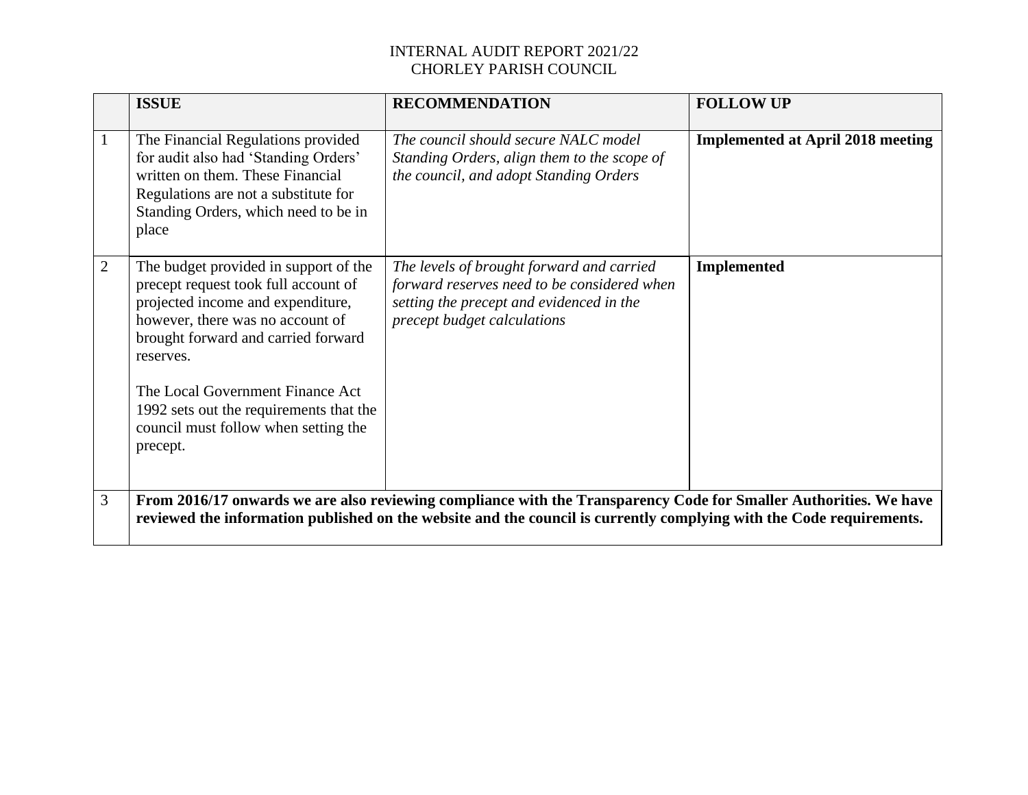INTERNAL AUDIT REPORT 2021/22
CHORLEY PARISH COUNCIL

| | ISSUE | RECOMMENDATION | FOLLOW UP |
|---|---|---|---|
| 1 | The Financial Regulations provided for audit also had 'Standing Orders' written on them. These Financial Regulations are not a substitute for Standing Orders, which need to be in place | *The council should secure NALC model Standing Orders, align them to the scope of the council, and adopt Standing Orders* | **Implemented at April 2018 meeting** |
| 2 | The budget provided in support of the precept request took full account of projected income and expenditure, however, there was no account of brought forward and carried forward reserves.<br><br>The Local Government Finance Act 1992 sets out the requirements that the council must follow when setting the precept. | *The levels of brought forward and carried forward reserves need to be considered when setting the precept and evidenced in the precept budget calculations* | **Implemented** |
| 3 | **From 2016/17 onwards we are also reviewing compliance with the Transparency Code for Smaller Authorities. We have reviewed the information published on the website and the council is currently complying with the Code requirements.** | | |